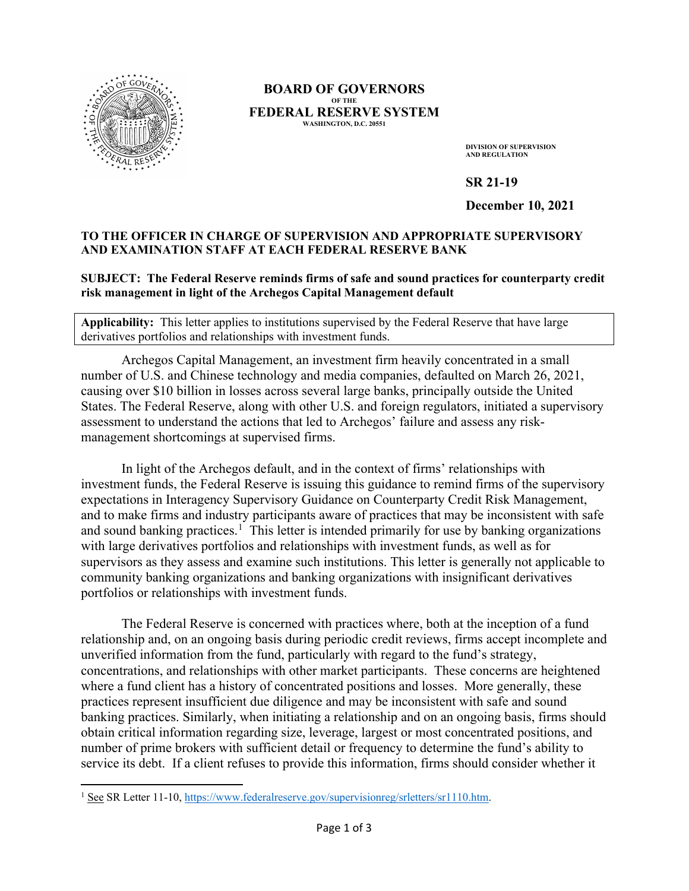**BOARD OF GOVERNORS**
**OF THE**
**FEDERAL RESERVE SYSTEM**
**WASHINGTON, D.C. 20551**

**DIVISION OF SUPERVISION AND REGULATION**

**SR 21-19**

**December 10, 2021**

**TO THE OFFICER IN CHARGE OF SUPERVISION AND APPROPRIATE SUPERVISORY AND EXAMINATION STAFF AT EACH FEDERAL RESERVE BANK**

**SUBJECT: The Federal Reserve reminds firms of safe and sound practices for counterparty credit risk management in light of the Archegos Capital Management default**

**Applicability:** This letter applies to institutions supervised by the Federal Reserve that have large derivatives portfolios and relationships with investment funds.

Archegos Capital Management, an investment firm heavily concentrated in a small number of U.S. and Chinese technology and media companies, defaulted on March 26, 2021, causing over $10 billion in losses across several large banks, principally outside the United States. The Federal Reserve, along with other U.S. and foreign regulators, initiated a supervisory assessment to understand the actions that led to Archegos' failure and assess any risk-management shortcomings at supervised firms.

In light of the Archegos default, and in the context of firms' relationships with investment funds, the Federal Reserve is issuing this guidance to remind firms of the supervisory expectations in Interagency Supervisory Guidance on Counterparty Credit Risk Management, and to make firms and industry participants aware of practices that may be inconsistent with safe and sound banking practices.[1] This letter is intended primarily for use by banking organizations with large derivatives portfolios and relationships with investment funds, as well as for supervisors as they assess and examine such institutions. This letter is generally not applicable to community banking organizations and banking organizations with insignificant derivatives portfolios or relationships with investment funds.

The Federal Reserve is concerned with practices where, both at the inception of a fund relationship and, on an ongoing basis during periodic credit reviews, firms accept incomplete and unverified information from the fund, particularly with regard to the fund's strategy, concentrations, and relationships with other market participants. These concerns are heightened where a fund client has a history of concentrated positions and losses. More generally, these practices represent insufficient due diligence and may be inconsistent with safe and sound banking practices. Similarly, when initiating a relationship and on an ongoing basis, firms should obtain critical information regarding size, leverage, largest or most concentrated positions, and number of prime brokers with sufficient detail or frequency to determine the fund's ability to service its debt. If a client refuses to provide this information, firms should consider whether it

[1] See SR Letter 11-10, https://www.federalreserve.gov/supervisionreg/srletters/sr1110.htm.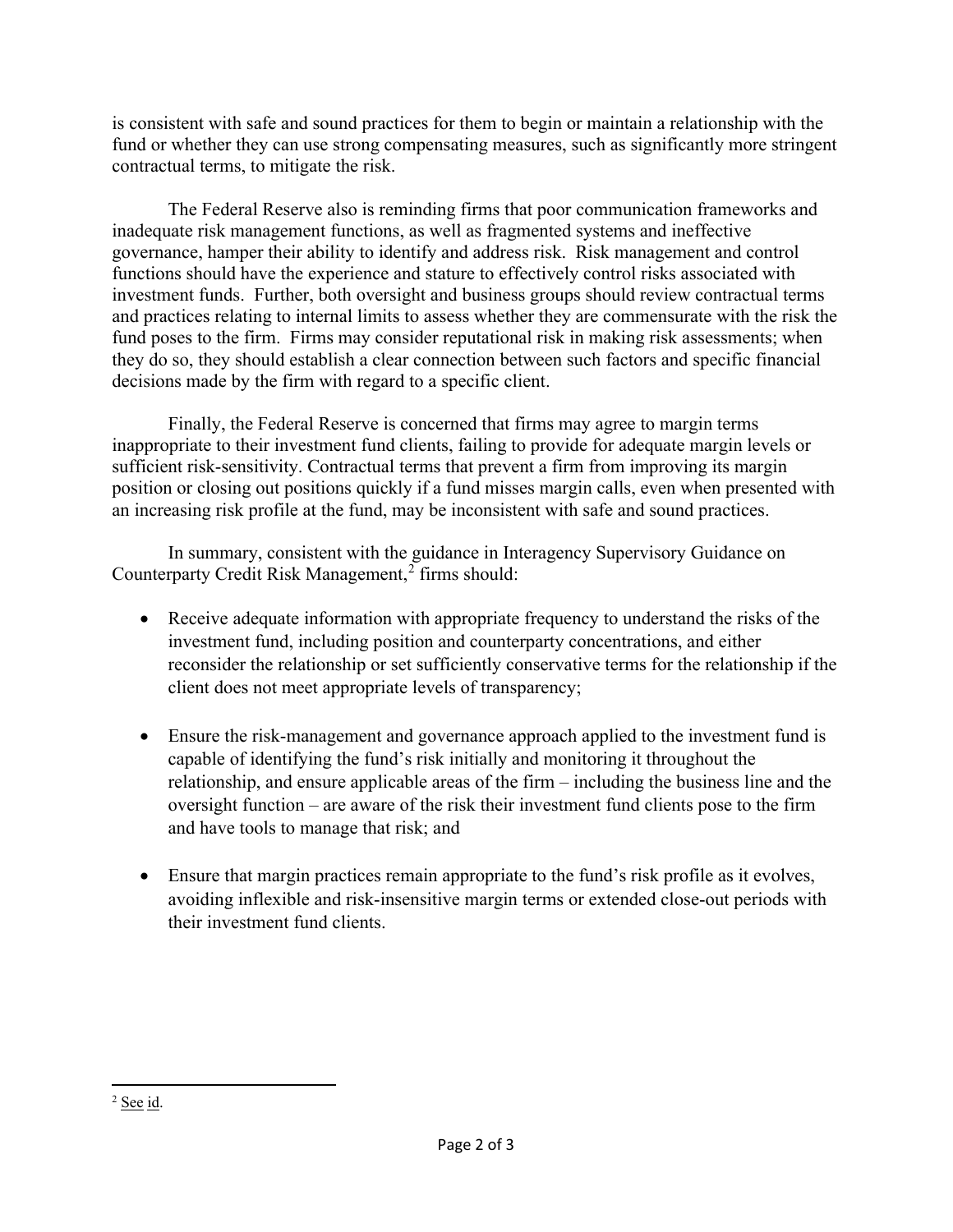is consistent with safe and sound practices for them to begin or maintain a relationship with the fund or whether they can use strong compensating measures, such as significantly more stringent contractual terms, to mitigate the risk.

The Federal Reserve also is reminding firms that poor communication frameworks and inadequate risk management functions, as well as fragmented systems and ineffective governance, hamper their ability to identify and address risk. Risk management and control functions should have the experience and stature to effectively control risks associated with investment funds. Further, both oversight and business groups should review contractual terms and practices relating to internal limits to assess whether they are commensurate with the risk the fund poses to the firm. Firms may consider reputational risk in making risk assessments; when they do so, they should establish a clear connection between such factors and specific financial decisions made by the firm with regard to a specific client.

Finally, the Federal Reserve is concerned that firms may agree to margin terms inappropriate to their investment fund clients, failing to provide for adequate margin levels or sufficient risk-sensitivity. Contractual terms that prevent a firm from improving its margin position or closing out positions quickly if a fund misses margin calls, even when presented with an increasing risk profile at the fund, may be inconsistent with safe and sound practices.

In summary, consistent with the guidance in Interagency Supervisory Guidance on Counterparty Credit Risk Management,[2] firms should:

- Receive adequate information with appropriate frequency to understand the risks of the investment fund, including position and counterparty concentrations, and either reconsider the relationship or set sufficiently conservative terms for the relationship if the client does not meet appropriate levels of transparency;
- Ensure the risk-management and governance approach applied to the investment fund is capable of identifying the fund's risk initially and monitoring it throughout the relationship, and ensure applicable areas of the firm – including the business line and the oversight function – are aware of the risk their investment fund clients pose to the firm and have tools to manage that risk; and
- Ensure that margin practices remain appropriate to the fund's risk profile as it evolves, avoiding inflexible and risk-insensitive margin terms or extended close-out periods with their investment fund clients.

[2] See id.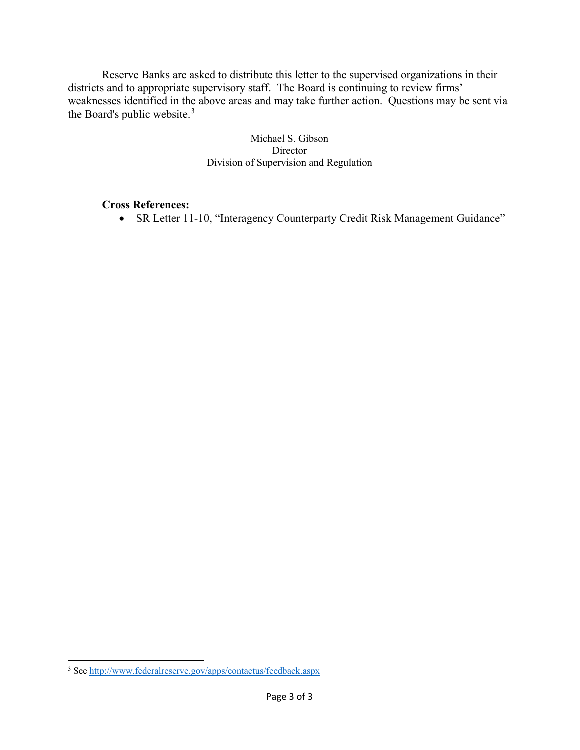Reserve Banks are asked to distribute this letter to the supervised organizations in their districts and to appropriate supervisory staff. The Board is continuing to review firms' weaknesses identified in the above areas and may take further action. Questions may be sent via the Board's public website.[3]

Michael S. Gibson  
Director  
Division of Supervision and Regulation

**Cross References:**

- SR Letter 11-10, "Interagency Counterparty Credit Risk Management Guidance"

---

[3] See http://www.federalreserve.gov/apps/contactus/feedback.aspx